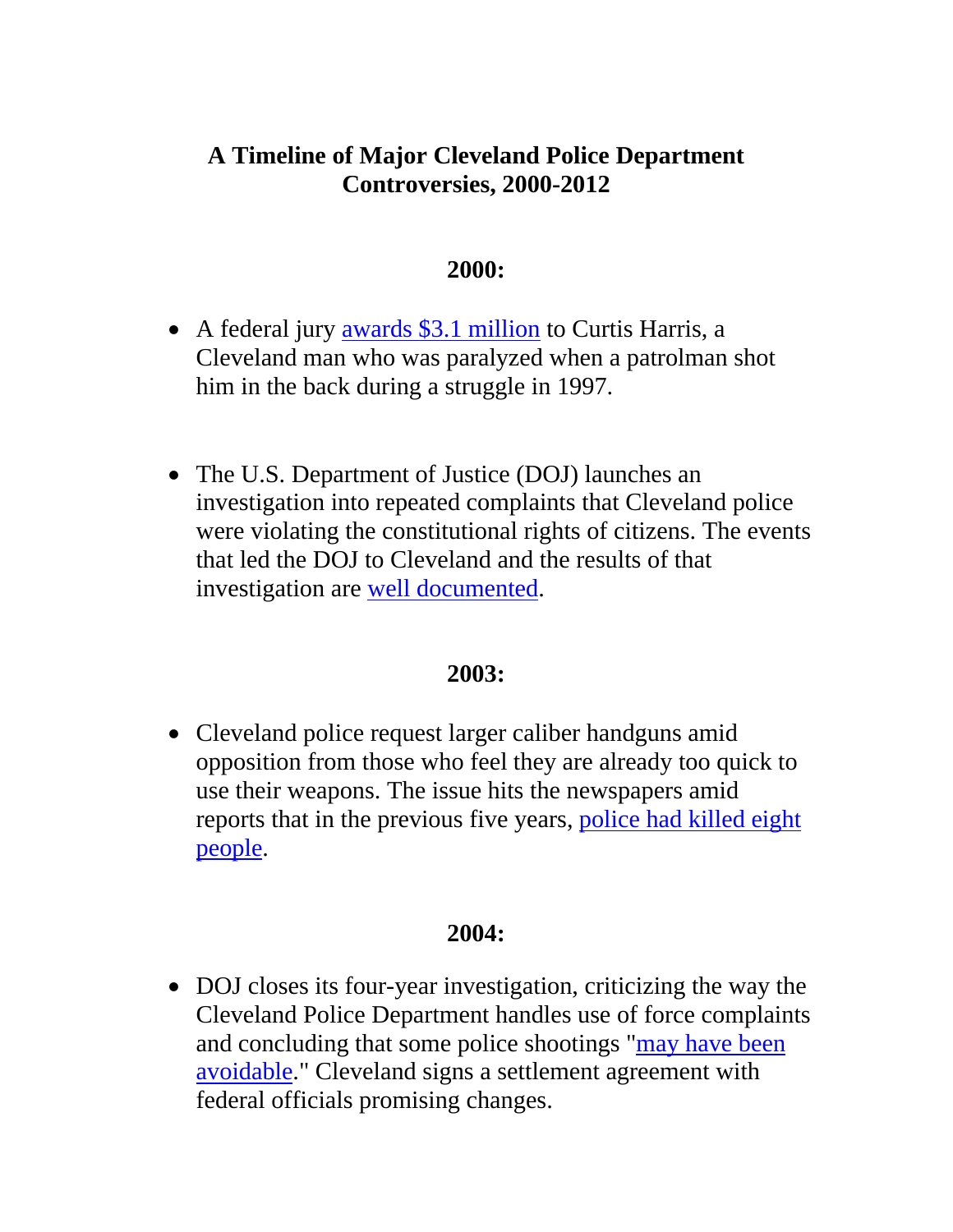# A Timeline of Major Cleveland Police Department Controversies, 2000-2012

## 2000:

- A federal jury awards $3.1 million to Curtis Harris, a Cleveland man who was paralyzed when a patrolman shot him in the back during a struggle in 1997.

- The U.S. Department of Justice (DOJ) launches an investigation into repeated complaints that Cleveland police were violating the constitutional rights of citizens. The events that led the DOJ to Cleveland and the results of that investigation are well documented.

## 2003:

- Cleveland police request larger caliber handguns amid opposition from those who feel they are already too quick to use their weapons. The issue hits the newspapers amid reports that in the previous five years, police had killed eight people.

## 2004:

- DOJ closes its four-year investigation, criticizing the way the Cleveland Police Department handles use of force complaints and concluding that some police shootings "may have been avoidable." Cleveland signs a settlement agreement with federal officials promising changes.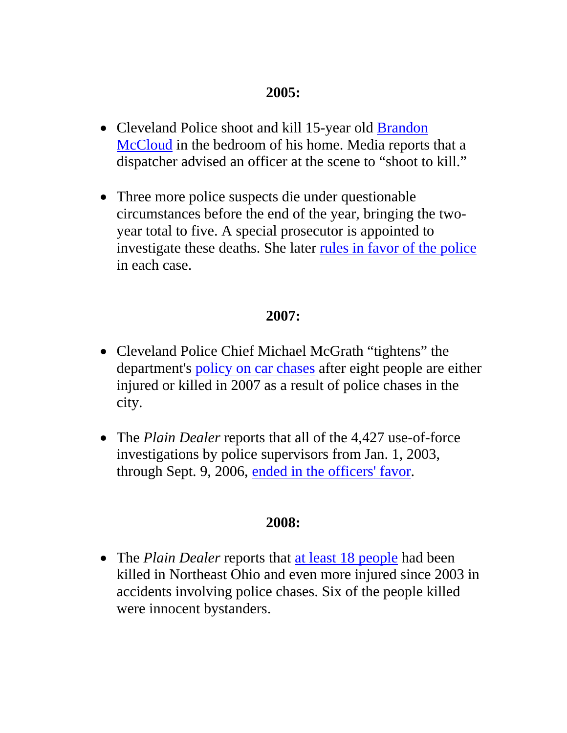**2005:**

- Cleveland Police shoot and kill 15-year old Brandon McCloud in the bedroom of his home. Media reports that a dispatcher advised an officer at the scene to "shoot to kill."

- Three more police suspects die under questionable circumstances before the end of the year, bringing the two-year total to five. A special prosecutor is appointed to investigate these deaths. She later rules in favor of the police in each case.

**2007:**

- Cleveland Police Chief Michael McGrath "tightens" the department's policy on car chases after eight people are either injured or killed in 2007 as a result of police chases in the city.

- The *Plain Dealer* reports that all of the 4,427 use-of-force investigations by police supervisors from Jan. 1, 2003, through Sept. 9, 2006, ended in the officers' favor.

**2008:**

- The *Plain Dealer* reports that at least 18 people had been killed in Northeast Ohio and even more injured since 2003 in accidents involving police chases. Six of the people killed were innocent bystanders.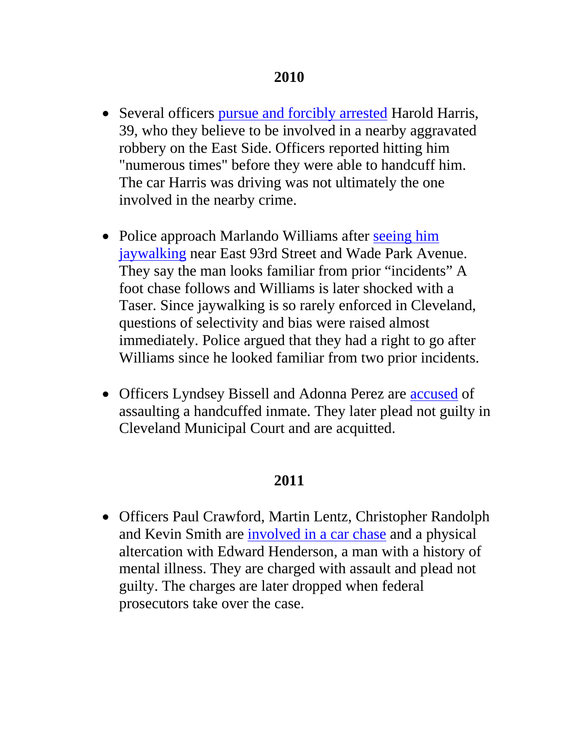## 2010

- Several officers pursue and forcibly arrested Harold Harris, 39, who they believe to be involved in a nearby aggravated robbery on the East Side. Officers reported hitting him "numerous times" before they were able to handcuff him. The car Harris was driving was not ultimately the one involved in the nearby crime.

- Police approach Marlando Williams after seeing him jaywalking near East 93rd Street and Wade Park Avenue. They say the man looks familiar from prior "incidents" A foot chase follows and Williams is later shocked with a Taser. Since jaywalking is so rarely enforced in Cleveland, questions of selectivity and bias were raised almost immediately. Police argued that they had a right to go after Williams since he looked familiar from two prior incidents.

- Officers Lyndsey Bissell and Adonna Perez are accused of assaulting a handcuffed inmate. They later plead not guilty in Cleveland Municipal Court and are acquitted.

## 2011

- Officers Paul Crawford, Martin Lentz, Christopher Randolph and Kevin Smith are involved in a car chase and a physical altercation with Edward Henderson, a man with a history of mental illness. They are charged with assault and plead not guilty. The charges are later dropped when federal prosecutors take over the case.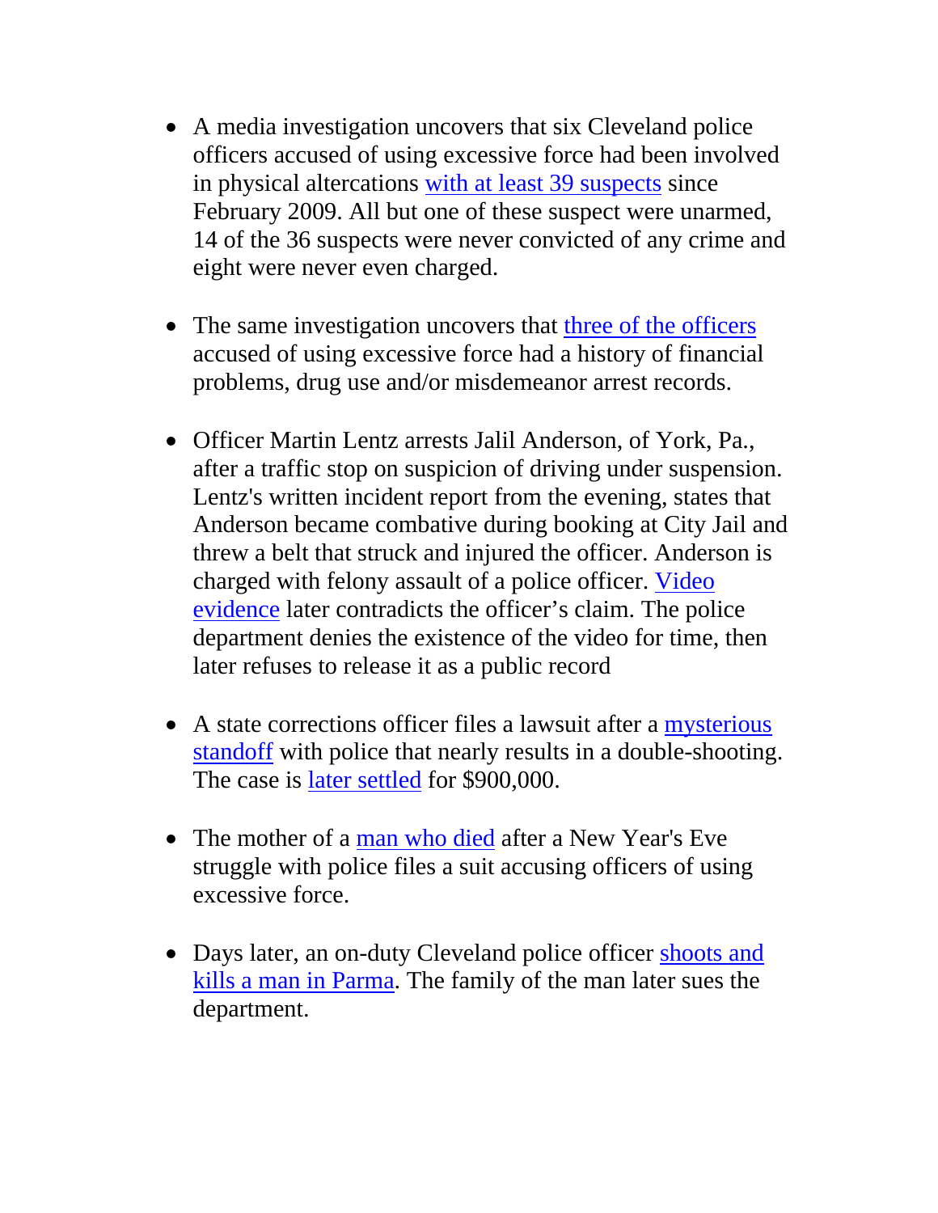- A media investigation uncovers that six Cleveland police officers accused of using excessive force had been involved in physical altercations with at least 39 suspects since February 2009. All but one of these suspect were unarmed, 14 of the 36 suspects were never convicted of any crime and eight were never even charged.

- The same investigation uncovers that three of the officers accused of using excessive force had a history of financial problems, drug use and/or misdemeanor arrest records.

- Officer Martin Lentz arrests Jalil Anderson, of York, Pa., after a traffic stop on suspicion of driving under suspension. Lentz's written incident report from the evening, states that Anderson became combative during booking at City Jail and threw a belt that struck and injured the officer. Anderson is charged with felony assault of a police officer. Video evidence later contradicts the officer's claim. The police department denies the existence of the video for time, then later refuses to release it as a public record

- A state corrections officer files a lawsuit after a mysterious standoff with police that nearly results in a double-shooting. The case is later settled for $900,000.

- The mother of a man who died after a New Year's Eve struggle with police files a suit accusing officers of using excessive force.

- Days later, an on-duty Cleveland police officer shoots and kills a man in Parma. The family of the man later sues the department.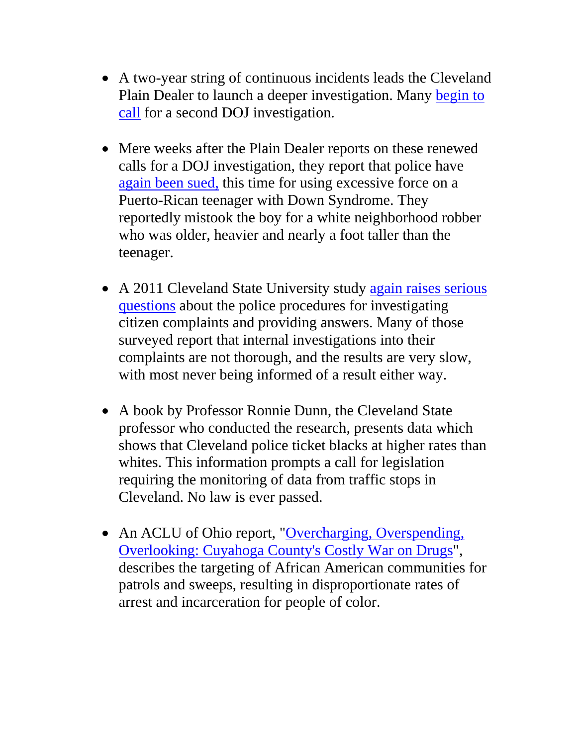- A two-year string of continuous incidents leads the Cleveland Plain Dealer to launch a deeper investigation. Many begin to call for a second DOJ investigation.

- Mere weeks after the Plain Dealer reports on these renewed calls for a DOJ investigation, they report that police have again been sued, this time for using excessive force on a Puerto-Rican teenager with Down Syndrome. They reportedly mistook the boy for a white neighborhood robber who was older, heavier and nearly a foot taller than the teenager.

- A 2011 Cleveland State University study again raises serious questions about the police procedures for investigating citizen complaints and providing answers. Many of those surveyed report that internal investigations into their complaints are not thorough, and the results are very slow, with most never being informed of a result either way.

- A book by Professor Ronnie Dunn, the Cleveland State professor who conducted the research, presents data which shows that Cleveland police ticket blacks at higher rates than whites. This information prompts a call for legislation requiring the monitoring of data from traffic stops in Cleveland. No law is ever passed.

- An ACLU of Ohio report, "Overcharging, Overspending, Overlooking: Cuyahoga County's Costly War on Drugs", describes the targeting of African American communities for patrols and sweeps, resulting in disproportionate rates of arrest and incarceration for people of color.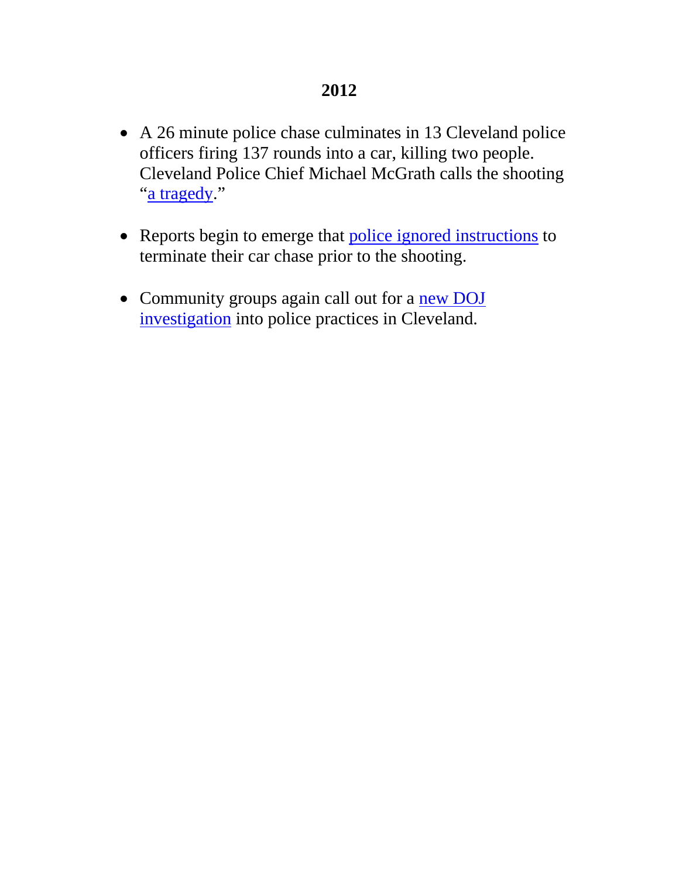## 2012

- A 26 minute police chase culminates in 13 Cleveland police officers firing 137 rounds into a car, killing two people. Cleveland Police Chief Michael McGrath calls the shooting "a tragedy."

- Reports begin to emerge that police ignored instructions to terminate their car chase prior to the shooting.

- Community groups again call out for a new DOJ investigation into police practices in Cleveland.